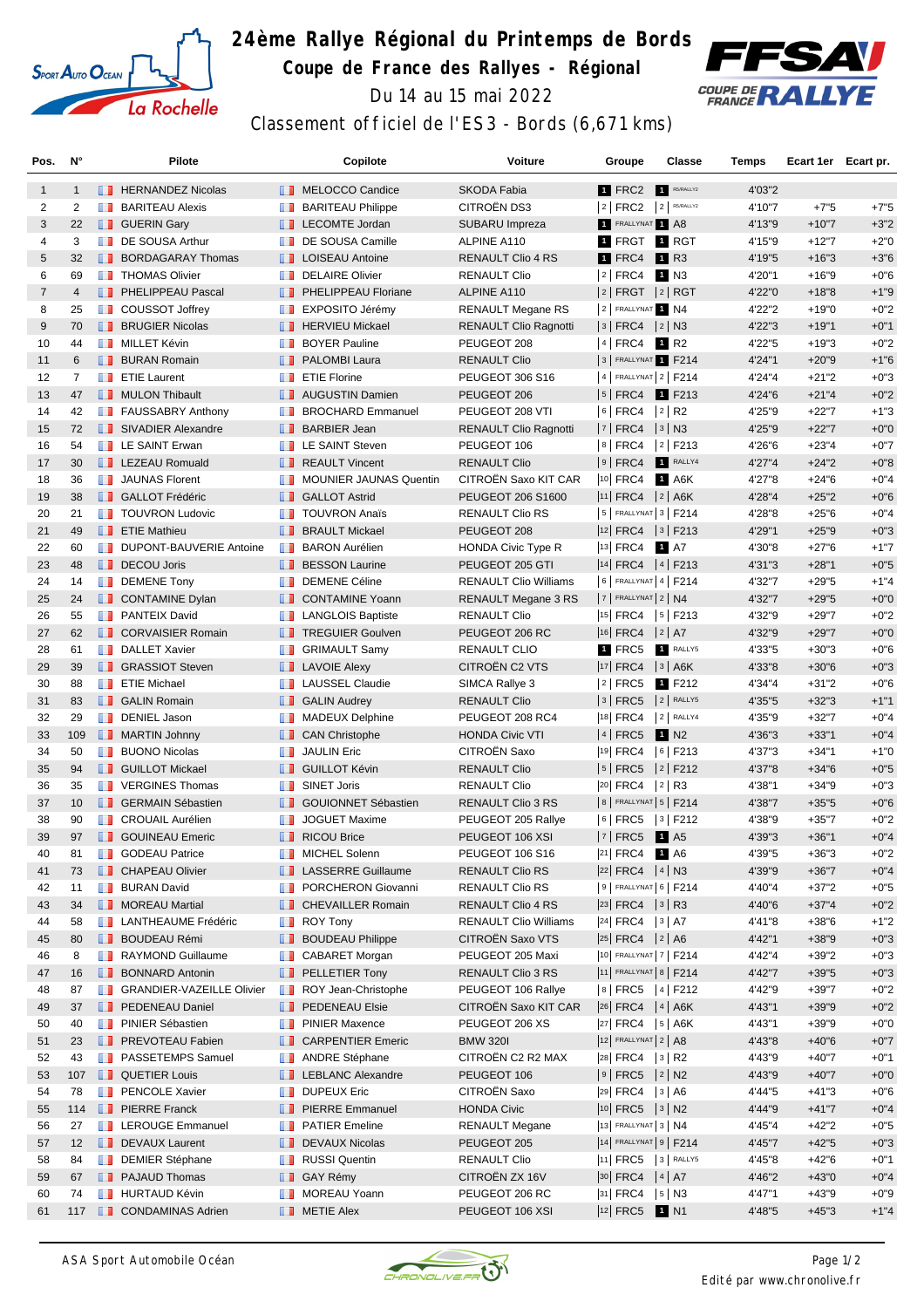# 24ème Rallye Régional du Printemps de Bords

## Coupe de France des Rallyes - Régional

Du 14 au 15 mai 2022

Classement officiel de l'ES3 - Bords (6,671 kms)

| Pos. | N° | Pilote | Copilote | Voiture | Groupe | Classe | Temps | Ecart 1er | Ecart pr. |
|---|---|---|---|---|---|---|---|---|---|
| 1 | 1 | HERNANDEZ Nicolas | MELOCCO Candice | SKODA Fabia | 1 FRC2 | 1 R5/RALLY2 | 4'03"2 | | |
| 2 | 2 | BARITEAU Alexis | BARITEAU Philippe | CITROËN DS3 | 2 FRC2 | 2 R5/RALLY2 | 4'10"7 | +7"5 | +7"5 |
| 3 | 22 | GUERIN Gary | LECOMTE Jordan | SUBARU Impreza | 1 FRALLYNAT | 1 A8 | 4'13"9 | +10"7 | +3"2 |
| 4 | 3 | DE SOUSA Arthur | DE SOUSA Camille | ALPINE A110 | 1 FRGT | 1 RGT | 4'15"9 | +12"7 | +2"0 |
| 5 | 32 | BORDAGARAY Thomas | LOISEAU Antoine | RENAULT Clio 4 RS | 1 FRC4 | 1 R3 | 4'19"5 | +16"3 | +3"6 |
| 6 | 69 | THOMAS Olivier | DELAIRE Olivier | RENAULT Clio | 2 FRC4 | 1 N3 | 4'20"1 | +16"9 | +0"6 |
| 7 | 4 | PHELIPPEAU Pascal | PHELIPPEAU Floriane | ALPINE A110 | 2 FRGT | 2 RGT | 4'22"0 | +18"8 | +1"9 |
| 8 | 25 | COUSSOT Joffrey | EXPOSITO Jérémy | RENAULT Megane RS | 2 FRALLYNAT | 1 N4 | 4'22"2 | +19"0 | +0"2 |
| 9 | 70 | BRUGIER Nicolas | HERVIEU Mickael | RENAULT Clio Ragnotti | 3 FRC4 | 2 N3 | 4'22"3 | +19"1 | +0"1 |
| 10 | 44 | MILLET Kévin | BOYER Pauline | PEUGEOT 208 | 4 FRC4 | 1 R2 | 4'22"5 | +19"3 | +0"2 |
| 11 | 6 | BURAN Romain | PALOMBI Laura | RENAULT Clio | 3 FRALLYNAT | 1 F214 | 4'24"1 | +20"9 | +1"6 |
| 12 | 7 | ETIE Laurent | ETIE Florine | PEUGEOT 306 S16 | 4 FRALLYNAT | 2 F214 | 4'24"4 | +21"2 | +0"3 |
| 13 | 47 | MULON Thibault | AUGUSTIN Damien | PEUGEOT 206 | 5 FRC4 | 1 F213 | 4'24"6 | +21"4 | +0"2 |
| 14 | 42 | FAUSSABRY Anthony | BROCHARD Emmanuel | PEUGEOT 208 VTI | 6 FRC4 | 2 R2 | 4'25"9 | +22"7 | +1"3 |
| 15 | 72 | SIVADIER Alexandre | BARBIER Jean | RENAULT Clio Ragnotti | 7 FRC4 | 3 N3 | 4'25"9 | +22"7 | +0"0 |
| 16 | 54 | LE SAINT Erwan | LE SAINT Steven | PEUGEOT 106 | 8 FRC4 | 2 F213 | 4'26"6 | +23"4 | +0"7 |
| 17 | 30 | LEZEAU Romuald | REAULT Vincent | RENAULT Clio | 9 FRC4 | 1 RALLY4 | 4'27"4 | +24"2 | +0"8 |
| 18 | 36 | JAUNAS Florent | MOUNIER JAUNAS Quentin | CITROËN Saxo KIT CAR | 10 FRC4 | 1 A6K | 4'27"8 | +24"6 | +0"4 |
| 19 | 38 | GALLOT Frédéric | GALLOT Astrid | PEUGEOT 206 S1600 | 11 FRC4 | 2 A6K | 4'28"4 | +25"2 | +0"6 |
| 20 | 21 | TOUVRON Ludovic | TOUVRON Anaïs | RENAULT Clio RS | 5 FRALLYNAT | 3 F214 | 4'28"8 | +25"6 | +0"4 |
| 21 | 49 | ETIE Mathieu | BRAULT Mickael | PEUGEOT 208 | 12 FRC4 | 3 F213 | 4'29"1 | +25"9 | +0"3 |
| 22 | 60 | DUPONT-BAUVERIE Antoine | BARON Aurélien | HONDA Civic Type R | 13 FRC4 | 1 A7 | 4'30"8 | +27"6 | +1"7 |
| 23 | 48 | DECOU Joris | BESSON Laurine | PEUGEOT 205 GTI | 14 FRC4 | 4 F213 | 4'31"3 | +28"1 | +0"5 |
| 24 | 14 | DEMENE Tony | DEMENE Céline | RENAULT Clio Williams | 6 FRALLYNAT | 4 F214 | 4'32"7 | +29"5 | +1"4 |
| 25 | 24 | CONTAMINE Dylan | CONTAMINE Yoann | RENAULT Megane 3 RS | 7 FRALLYNAT | 2 N4 | 4'32"7 | +29"5 | +0"0 |
| 26 | 55 | PANTEIX David | LANGLOIS Baptiste | RENAULT Clio | 15 FRC4 | 5 F213 | 4'32"9 | +29"7 | +0"2 |
| 27 | 62 | CORVAISIER Romain | TREGUIER Goulven | PEUGEOT 206 RC | 16 FRC4 | 2 A7 | 4'32"9 | +29"7 | +0"0 |
| 28 | 61 | DALLET Xavier | GRIMAULT Samy | RENAULT CLIO | 1 FRC5 | 1 RALLY5 | 4'33"5 | +30"3 | +0"6 |
| 29 | 39 | GRASSIOT Steven | LAVOIE Alexy | CITROËN C2 VTS | 17 FRC4 | 3 A6K | 4'33"8 | +30"6 | +0"3 |
| 30 | 88 | ETIE Michael | LAUSSEL Claudie | SIMCA Rallye 3 | 2 FRC5 | 1 F212 | 4'34"4 | +31"2 | +0"6 |
| 31 | 83 | GALIN Romain | GALIN Audrey | RENAULT Clio | 3 FRC5 | 2 RALLY5 | 4'35"5 | +32"3 | +1"1 |
| 32 | 29 | DENIEL Jason | MADEUX Delphine | PEUGEOT 208 RC4 | 18 FRC4 | 2 RALLY4 | 4'35"9 | +32"7 | +0"4 |
| 33 | 109 | MARTIN Johnny | CAN Christophe | HONDA Civic VTI | 4 FRC5 | 1 N2 | 4'36"3 | +33"1 | +0"4 |
| 34 | 50 | BUONO Nicolas | JAULIN Eric | CITROËN Saxo | 19 FRC4 | 6 F213 | 4'37"3 | +34"1 | +1"0 |
| 35 | 94 | GUILLOT Mickael | GUILLOT Kévin | RENAULT Clio | 5 FRC5 | 2 F212 | 4'37"8 | +34"6 | +0"5 |
| 36 | 35 | VERGINES Thomas | SINET Joris | RENAULT Clio | 20 FRC4 | 2 R3 | 4'38"1 | +34"9 | +0"3 |
| 37 | 10 | GERMAIN Sébastien | GOUIONNET Sébastien | RENAULT Clio 3 RS | 8 FRALLYNAT | 5 F214 | 4'38"7 | +35"5 | +0"6 |
| 38 | 90 | CROUAIL Aurélien | JOGUET Maxime | PEUGEOT 205 Rallye | 6 FRC5 | 3 F212 | 4'38"9 | +35"7 | +0"2 |
| 39 | 97 | GOUINEAU Emeric | RICOU Brice | PEUGEOT 106 XSI | 7 FRC5 | 1 A5 | 4'39"3 | +36"1 | +0"4 |
| 40 | 81 | GODEAU Patrice | MICHEL Solenn | PEUGEOT 106 S16 | 21 FRC4 | 1 A6 | 4'39"5 | +36"3 | +0"2 |
| 41 | 73 | CHAPEAU Olivier | LASSERRE Guillaume | RENAULT Clio RS | 22 FRC4 | 4 N3 | 4'39"9 | +36"7 | +0"4 |
| 42 | 11 | BURAN David | PORCHERON Giovanni | RENAULT Clio RS | 9 FRALLYNAT | 6 F214 | 4'40"4 | +37"2 | +0"5 |
| 43 | 34 | MOREAU Martial | CHEVAILLER Romain | RENAULT Clio 4 RS | 23 FRC4 | 3 R3 | 4'40"6 | +37"4 | +0"2 |
| 44 | 58 | LANTHEAUME Frédéric | ROY Tony | RENAULT Clio Williams | 24 FRC4 | 3 A7 | 4'41"8 | +38"6 | +1"2 |
| 45 | 80 | BOUDEAU Rémi | BOUDEAU Philippe | CITROËN Saxo VTS | 25 FRC4 | 2 A6 | 4'42"1 | +38"9 | +0"3 |
| 46 | 8 | RAYMOND Guillaume | CABARET Morgan | PEUGEOT 205 Maxi | 10 FRALLYNAT | 7 F214 | 4'42"4 | +39"2 | +0"3 |
| 47 | 16 | BONNARD Antonin | PELLETIER Tony | RENAULT Clio 3 RS | 11 FRALLYNAT | 8 F214 | 4'42"7 | +39"5 | +0"3 |
| 48 | 87 | GRANDIER-VAZEILLE Olivier | ROY Jean-Christophe | PEUGEOT 106 Rallye | 8 FRC5 | 4 F212 | 4'42"9 | +39"7 | +0"2 |
| 49 | 37 | PEDENEAU Daniel | PEDENEAU Elsie | CITROËN Saxo KIT CAR | 26 FRC4 | 4 A6K | 4'43"1 | +39"9 | +0"2 |
| 50 | 40 | PINIER Sébastien | PINIER Maxence | PEUGEOT 206 XS | 27 FRC4 | 5 A6K | 4'43"1 | +39"9 | +0"0 |
| 51 | 23 | PREVOTEAU Fabien | CARPENTIER Emeric | BMW 320I | 12 FRALLYNAT | 2 A8 | 4'43"8 | +40"6 | +0"7 |
| 52 | 43 | PASSETEMPS Samuel | ANDRE Stéphane | CITROËN C2 R2 MAX | 28 FRC4 | 3 R2 | 4'43"9 | +40"7 | +0"1 |
| 53 | 107 | QUETIER Louis | LEBLANC Alexandre | PEUGEOT 106 | 9 FRC5 | 2 N2 | 4'43"9 | +40"7 | +0"0 |
| 54 | 78 | PENCOLE Xavier | DUPEUX Eric | CITROËN Saxo | 29 FRC4 | 3 A6 | 4'44"5 | +41"3 | +0"6 |
| 55 | 114 | PIERRE Franck | PIERRE Emmanuel | HONDA Civic | 10 FRC5 | 3 N2 | 4'44"9 | +41"7 | +0"4 |
| 56 | 27 | LEROUGE Emmanuel | PATIER Emeline | RENAULT Megane | 13 FRALLYNAT | 3 N4 | 4'45"4 | +42"2 | +0"5 |
| 57 | 12 | DEVAUX Laurent | DEVAUX Nicolas | PEUGEOT 205 | 14 FRALLYNAT | 9 F214 | 4'45"7 | +42"5 | +0"3 |
| 58 | 84 | DEMIER Stéphane | RUSSI Quentin | RENAULT Clio | 11 FRC5 | 3 RALLY5 | 4'45"8 | +42"6 | +0"1 |
| 59 | 67 | PAJAUD Thomas | GAY Rémy | CITROËN ZX 16V | 30 FRC4 | 4 A7 | 4'46"2 | +43"0 | +0"4 |
| 60 | 74 | HURTAUD Kévin | MOREAU Yoann | PEUGEOT 206 RC | 31 FRC4 | 5 N3 | 4'47"1 | +43"9 | +0"9 |
| 61 | 117 | CONDAMINAS Adrien | METIE Alex | PEUGEOT 106 XSI | 12 FRC5 | 1 N1 | 4'48"5 | +45"3 | +1"4 |

ASA Sport Automobile Océan

Edité par www.chronolive.fr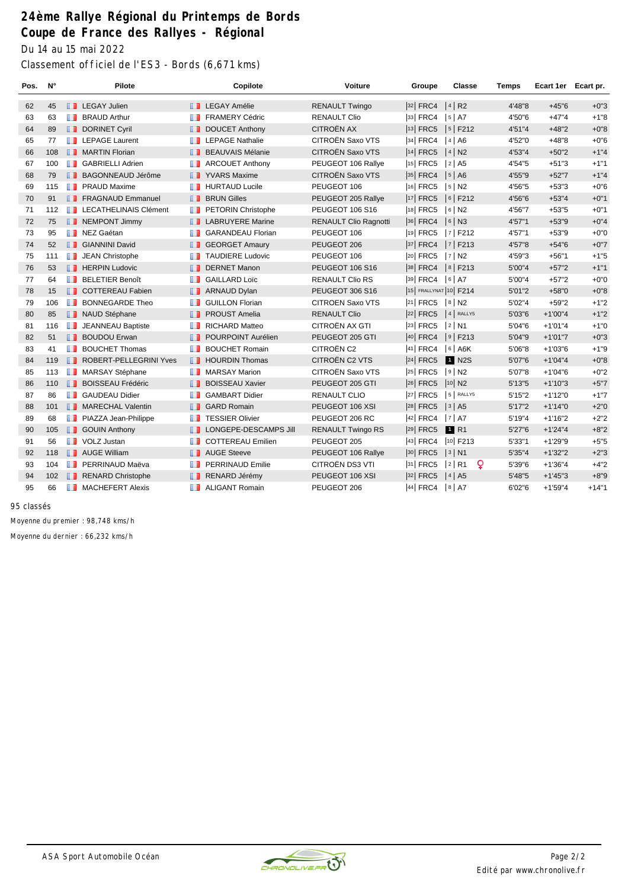# 24ème Rallye Régional du Printemps de Bords
## Coupe de France des Rallyes - Régional

Du 14 au 15 mai 2022

Classement officiel de l'ES3 - Bords (6,671 kms)

| Pos. | N° | Pilote | Copilote | Voiture | Groupe | Classe | Temps | Ecart 1er | Ecart pr. |
|---|---|---|---|---|---|---|---|---|---|
| 62 | 45 | LEGAY Julien | LEGAY Amélie | RENAULT Twingo | 32 FRC4 | 4 R2 | 4'48"8 | +45"6 | +0"3 |
| 63 | 63 | BRAUD Arthur | FRAMERY Cédric | RENAULT Clio | 33 FRC4 | 5 A7 | 4'50"6 | +47"4 | +1"8 |
| 64 | 89 | DORINET Cyril | DOUCET Anthony | CITROËN AX | 13 FRC5 | 5 F212 | 4'51"4 | +48"2 | +0"8 |
| 65 | 77 | LEPAGE Laurent | LEPAGE Nathalie | CITROËN Saxo VTS | 34 FRC4 | 4 A6 | 4'52"0 | +48"8 | +0"6 |
| 66 | 108 | MARTIN Florian | BEAUVAIS Mélanie | CITROËN Saxo VTS | 14 FRC5 | 4 N2 | 4'53"4 | +50"2 | +1"4 |
| 67 | 100 | GABRIELLI Adrien | ARCOUET Anthony | PEUGEOT 106 Rallye | 15 FRC5 | 2 A5 | 4'54"5 | +51"3 | +1"1 |
| 68 | 79 | BAGONNEAUD Jérôme | YVARS Maxime | CITROËN Saxo VTS | 35 FRC4 | 5 A6 | 4'55"9 | +52"7 | +1"4 |
| 69 | 115 | PRAUD Maxime | HURTAUD Lucile | PEUGEOT 106 | 16 FRC5 | 5 N2 | 4'56"5 | +53"3 | +0"6 |
| 70 | 91 | FRAGNAUD Emmanuel | BRUN Gilles | PEUGEOT 205 Rallye | 17 FRC5 | 6 F212 | 4'56"6 | +53"4 | +0"1 |
| 71 | 112 | LECATHELINAIS Clément | PETORIN Christophe | PEUGEOT 106 S16 | 18 FRC5 | 6 N2 | 4'56"7 | +53"5 | +0"1 |
| 72 | 75 | NEMPONT Jimmy | LABRUYERE Marine | RENAULT Clio Ragnotti | 36 FRC4 | 6 N3 | 4'57"1 | +53"9 | +0"4 |
| 73 | 95 | NEZ Gaétan | GARANDEAU Florian | PEUGEOT 106 | 19 FRC5 | 7 F212 | 4'57"1 | +53"9 | +0"0 |
| 74 | 52 | GIANNINI David | GEORGET Amaury | PEUGEOT 206 | 37 FRC4 | 7 F213 | 4'57"8 | +54"6 | +0"7 |
| 75 | 111 | JEAN Christophe | TAUDIERE Ludovic | PEUGEOT 106 | 20 FRC5 | 7 N2 | 4'59"3 | +56"1 | +1"5 |
| 76 | 53 | HERPIN Ludovic | DERNET Manon | PEUGEOT 106 S16 | 38 FRC4 | 8 F213 | 5'00"4 | +57"2 | +1"1 |
| 77 | 64 | BELETIER Benoît | GAILLARD Loïc | RENAULT Clio RS | 39 FRC4 | 6 A7 | 5'00"4 | +57"2 | +0"0 |
| 78 | 15 | COTTEREAU Fabien | ARNAUD Dylan | PEUGEOT 306 S16 | 15 FRALLYNAT | 10 F214 | 5'01"2 | +58"0 | +0"8 |
| 79 | 106 | BONNEGARDE Theo | GUILLON Florian | CITROEN Saxo VTS | 21 FRC5 | 8 N2 | 5'02"4 | +59"2 | +1"2 |
| 80 | 85 | NAUD Stéphane | PROUST Amelia | RENAULT Clio | 22 FRC5 | 4 RALLY5 | 5'03"6 | +1'00"4 | +1"2 |
| 81 | 116 | JEANNEAU Baptiste | RICHARD Matteo | CITROËN AX GTI | 23 FRC5 | 2 N1 | 5'04"6 | +1'01"4 | +1"0 |
| 82 | 51 | BOUDOU Erwan | POURPOINT Aurélien | PEUGEOT 205 GTI | 40 FRC4 | 9 F213 | 5'04"9 | +1'01"7 | +0"3 |
| 83 | 41 | BOUCHET Thomas | BOUCHET Romain | CITROËN C2 | 41 FRC4 | 6 A6K | 5'06"8 | +1'03"6 | +1"9 |
| 84 | 119 | ROBERT-PELLEGRINI Yves | HOURDIN Thomas | CITROËN C2 VTS | 24 FRC5 | 1 N2S | 5'07"6 | +1'04"4 | +0"8 |
| 85 | 113 | MARSAY Stéphane | MARSAY Marion | CITROËN Saxo VTS | 25 FRC5 | 9 N2 | 5'07"8 | +1'04"6 | +0"2 |
| 86 | 110 | BOISSEAU Frédéric | BOISSEAU Xavier | PEUGEOT 205 GTI | 26 FRC5 | 10 N2 | 5'13"5 | +1'10"3 | +5"7 |
| 87 | 86 | GAUDEAU Didier | GAMBART Didier | RENAULT CLIO | 27 FRC5 | 5 RALLY5 | 5'15"2 | +1'12"0 | +1"7 |
| 88 | 101 | MARECHAL Valentin | GARD Romain | PEUGEOT 106 XSI | 28 FRC5 | 3 A5 | 5'17"2 | +1'14"0 | +2"0 |
| 89 | 68 | PIAZZA Jean-Philippe | TESSIER Olivier | PEUGEOT 206 RC | 42 FRC4 | 7 A7 | 5'19"4 | +1'16"2 | +2"2 |
| 90 | 105 | GOUIN Anthony | LONGEPE-DESCAMPS Jill | RENAULT Twingo RS | 29 FRC5 | 1 R1 | 5'27"6 | +1'24"4 | +8"2 |
| 91 | 56 | VOLZ Justan | COTTEREAU Emilien | PEUGEOT 205 | 43 FRC4 | 10 F213 | 5'33"1 | +1'29"9 | +5"5 |
| 92 | 118 | AUGE William | AUGE Steeve | PEUGEOT 106 Rallye | 30 FRC5 | 3 N1 | 5'35"4 | +1'32"2 | +2"3 |
| 93 | 104 | PERRINAUD Maëva | PERRINAUD Emilie | CITROËN DS3 VTI | 31 FRC5 | 2 R1 ♀ | 5'39"6 | +1'36"4 | +4"2 |
| 94 | 102 | RENARD Christophe | RENARD Jérémy | PEUGEOT 106 XSI | 32 FRC5 | 4 A5 | 5'48"5 | +1'45"3 | +8"9 |
| 95 | 66 | MACHEFERT Alexis | ALIGANT Romain | PEUGEOT 206 | 44 FRC4 | 8 A7 | 6'02"6 | +1'59"4 | +14"1 |

95 classés

Moyenne du premier : 98,748 kms/h

Moyenne du dernier : 66,232 kms/h

ASA Sport Automobile Océan

Edité par www.chronolive.fr